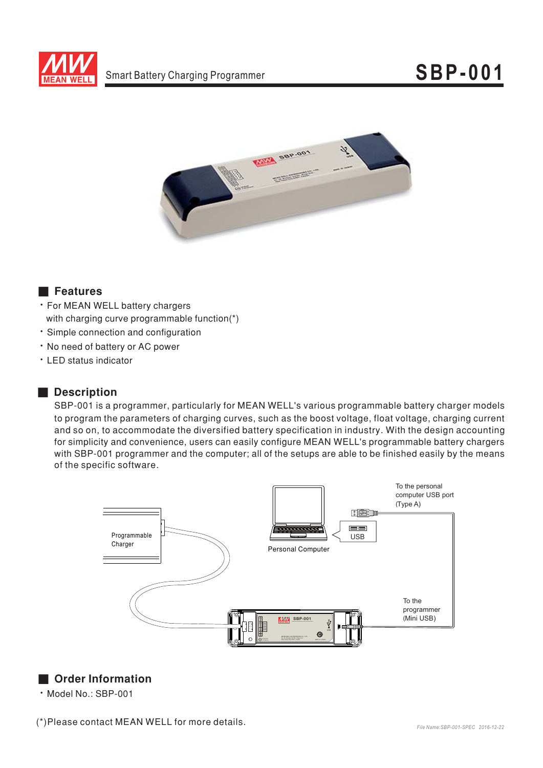# SBP-001

Smart Battery Charging Programmer

## Features

- For MEAN WELL battery chargers with charging curve programmable function(*)
- Simple connection and configuration
- No need of battery or AC power
- LED status indicator

## Description

SBP-001 is a programmer, particularly for MEAN WELL's various programmable battery charger models to program the parameters of charging curves, such as the boost voltage, float voltage, charging current and so on, to accommodate the diversified battery specification in industry. With the design accounting for simplicity and convenience, users can easily configure MEAN WELL's programmable battery chargers with SBP-001 programmer and the computer; all of the setups are able to be finished easily by the means of the specific software.

Programmable Charger

Personal Computer

USB

To the personal computer USB port (Type A)

To the programmer (Mini USB)

## Order Information

- Model No.: SBP-001

(*)Please contact MEAN WELL for more details.

File Name:SBP-001-SPEC 2016-12-22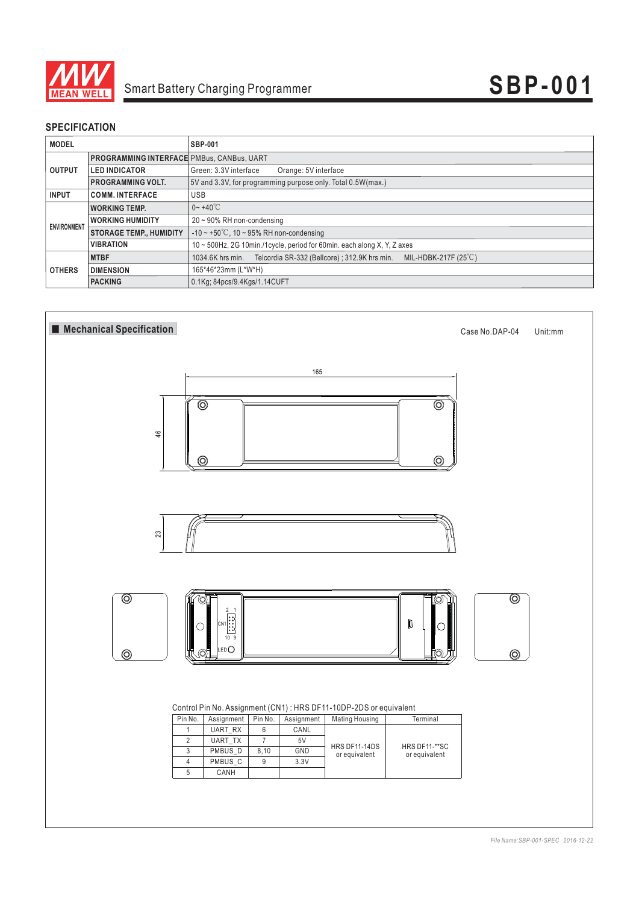# SBP-001

Smart Battery Charging Programmer

## SPECIFICATION

| MODEL | | SBP-001 |
|---|---|---|
| OUTPUT | PROGRAMMING INTERFACE | PMBus, CANBus, UART |
| | LED INDICATOR | Green: 3.3V interface Orange: 5V interface |
| | PROGRAMMING VOLT. | 5V and 3.3V, for programming purpose only. Total 0.5W(max.) |
| INPUT | COMM. INTERFACE | USB |
| ENVIRONMENT | WORKING TEMP. | 0~ +40℃ |
| | WORKING HUMIDITY | 20 ~ 90% RH non-condensing |
| | STORAGE TEMP., HUMIDITY | -10 ~ +50℃, 10 ~ 95% RH non-condensing |
| | VIBRATION | 10 ~ 500Hz, 2G 10min./1cycle, period for 60min. each along X, Y, Z axes |
| OTHERS | MTBF | 1034.6K hrs min. Telcordia SR-332 (Bellcore) ; 312.9K hrs min. MIL-HDBK-217F (25℃) |
| | DIMENSION | 165*46*23mm (L*W*H) |
| | PACKING | 0.1Kg; 84pcs/9.4Kgs/1.14CUFT |

## Mechanical Specification

Case No.DAP-04 Unit:mm

165

46

23

2 1

CN1

10 9

LED

Control Pin No. Assignment (CN1) : HRS DF11-10DP-2DS or equivalent

| Pin No. | Assignment | Pin No. | Assignment | Mating Housing | Terminal |
|---|---|---|---|---|---|
| 1 | UART_RX | 6 | CANL | HRS DF11-14DS or equivalent | HRS DF11-**SC or equivalent |
| 2 | UART_TX | 7 | 5V | | |
| 3 | PMBUS_D | 8,10 | GND | | |
| 4 | PMBUS_C | 9 | 3.3V | | |
| 5 | CANH | | | | |

*File Name:SBP-001-SPEC 2016-12-22*